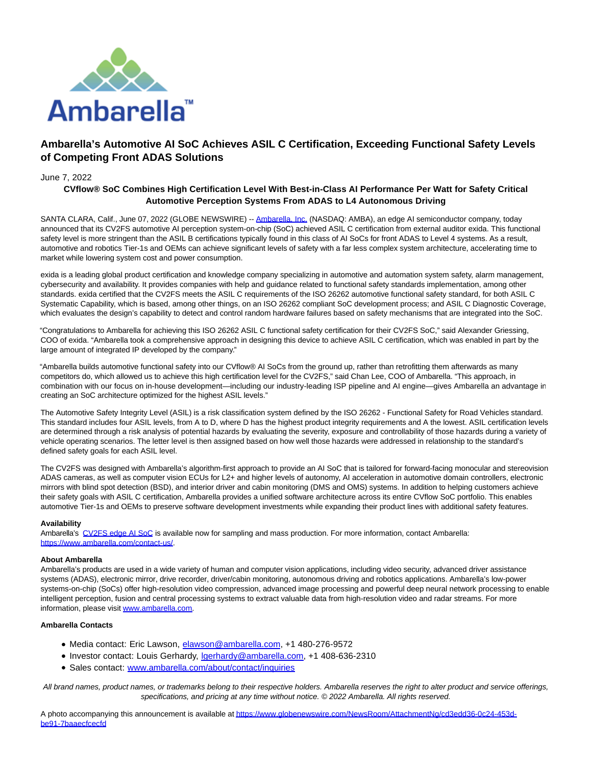# Ambarella's Automotive AI SoC Achieves ASIL C Certification, Exceeding Functional Safety Levels of Competing Front ADAS Solutions

June 7, 2022

**CVflow® SoC Combines High Certification Level With Best-in-Class AI Performance Per Watt for Safety Critical Automotive Perception Systems From ADAS to L4 Autonomous Driving**

SANTA CLARA, Calif., June 07, 2022 (GLOBE NEWSWIRE) -- Ambarella, Inc. (NASDAQ: AMBA), an edge AI semiconductor company, today announced that its CV2FS automotive AI perception system-on-chip (SoC) achieved ASIL C certification from external auditor exida. This functional safety level is more stringent than the ASIL B certifications typically found in this class of AI SoCs for front ADAS to Level 4 systems. As a result, automotive and robotics Tier-1s and OEMs can achieve significant levels of safety with a far less complex system architecture, accelerating time to market while lowering system cost and power consumption.

exida is a leading global product certification and knowledge company specializing in automotive and automation system safety, alarm management, cybersecurity and availability. It provides companies with help and guidance related to functional safety standards implementation, among other standards. exida certified that the CV2FS meets the ASIL C requirements of the ISO 26262 automotive functional safety standard, for both ASIL C Systematic Capability, which is based, among other things, on an ISO 26262 compliant SoC development process; and ASIL C Diagnostic Coverage, which evaluates the design's capability to detect and control random hardware failures based on safety mechanisms that are integrated into the SoC.

"Congratulations to Ambarella for achieving this ISO 26262 ASIL C functional safety certification for their CV2FS SoC," said Alexander Griessing, COO of exida. "Ambarella took a comprehensive approach in designing this device to achieve ASIL C certification, which was enabled in part by the large amount of integrated IP developed by the company."

"Ambarella builds automotive functional safety into our CVflow® AI SoCs from the ground up, rather than retrofitting them afterwards as many competitors do, which allowed us to achieve this high certification level for the CV2FS," said Chan Lee, COO of Ambarella. "This approach, in combination with our focus on in-house development—including our industry-leading ISP pipeline and AI engine—gives Ambarella an advantage in creating an SoC architecture optimized for the highest ASIL levels."

The Automotive Safety Integrity Level (ASIL) is a risk classification system defined by the ISO 26262 - Functional Safety for Road Vehicles standard. This standard includes four ASIL levels, from A to D, where D has the highest product integrity requirements and A the lowest. ASIL certification levels are determined through a risk analysis of potential hazards by evaluating the severity, exposure and controllability of those hazards during a variety of vehicle operating scenarios. The letter level is then assigned based on how well those hazards were addressed in relationship to the standard's defined safety goals for each ASIL level.

The CV2FS was designed with Ambarella's algorithm-first approach to provide an AI SoC that is tailored for forward-facing monocular and stereovision ADAS cameras, as well as computer vision ECUs for L2+ and higher levels of autonomy, AI acceleration in automotive domain controllers, electronic mirrors with blind spot detection (BSD), and interior driver and cabin monitoring (DMS and OMS) systems. In addition to helping customers achieve their safety goals with ASIL C certification, Ambarella provides a unified software architecture across its entire CVflow SoC portfolio. This enables automotive Tier-1s and OEMs to preserve software development investments while expanding their product lines with additional safety features.

**Availability**
Ambarella's CV2FS edge AI SoC is available now for sampling and mass production. For more information, contact Ambarella: https://www.ambarella.com/contact-us/.

**About Ambarella**
Ambarella's products are used in a wide variety of human and computer vision applications, including video security, advanced driver assistance systems (ADAS), electronic mirror, drive recorder, driver/cabin monitoring, autonomous driving and robotics applications. Ambarella's low-power systems-on-chip (SoCs) offer high-resolution video compression, advanced image processing and powerful deep neural network processing to enable intelligent perception, fusion and central processing systems to extract valuable data from high-resolution video and radar streams. For more information, please visit www.ambarella.com.

**Ambarella Contacts**

- Media contact: Eric Lawson, elawson@ambarella.com, +1 480-276-9572
- Investor contact: Louis Gerhardy, lgerhardy@ambarella.com, +1 408-636-2310
- Sales contact: www.ambarella.com/about/contact/inquiries

*All brand names, product names, or trademarks belong to their respective holders. Ambarella reserves the right to alter product and service offerings, specifications, and pricing at any time without notice. © 2022 Ambarella. All rights reserved.*

A photo accompanying this announcement is available at https://www.globenewswire.com/NewsRoom/AttachmentNg/cd3edd36-0c24-453d-be91-7baaecfcecfd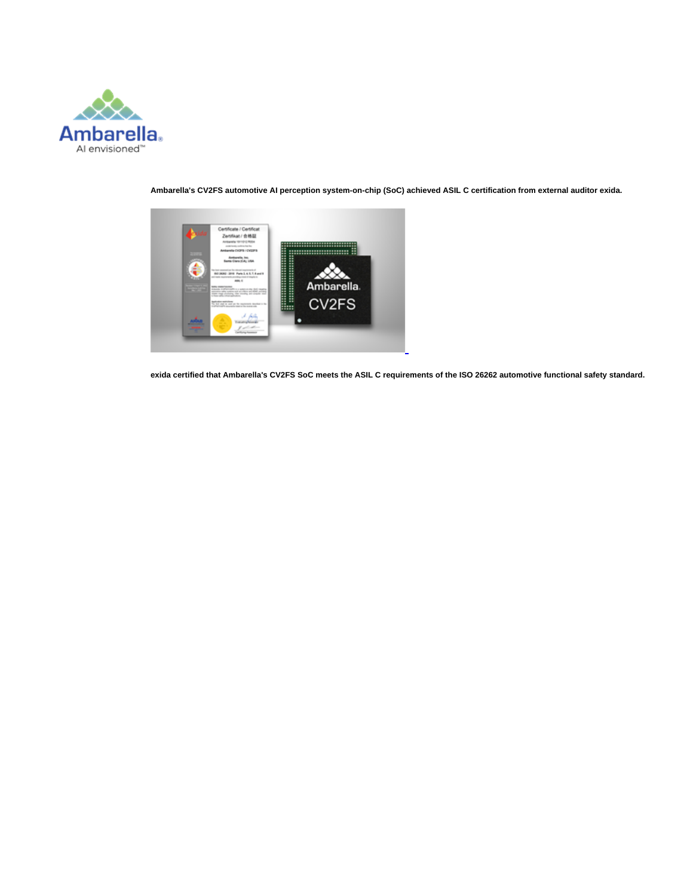**Ambarella's CV2FS automotive AI perception system-on-chip (SoC) achieved ASIL C certification from external auditor exida.**

**exida certified that Ambarella's CV2FS SoC meets the ASIL C requirements of the ISO 26262 automotive functional safety standard.**